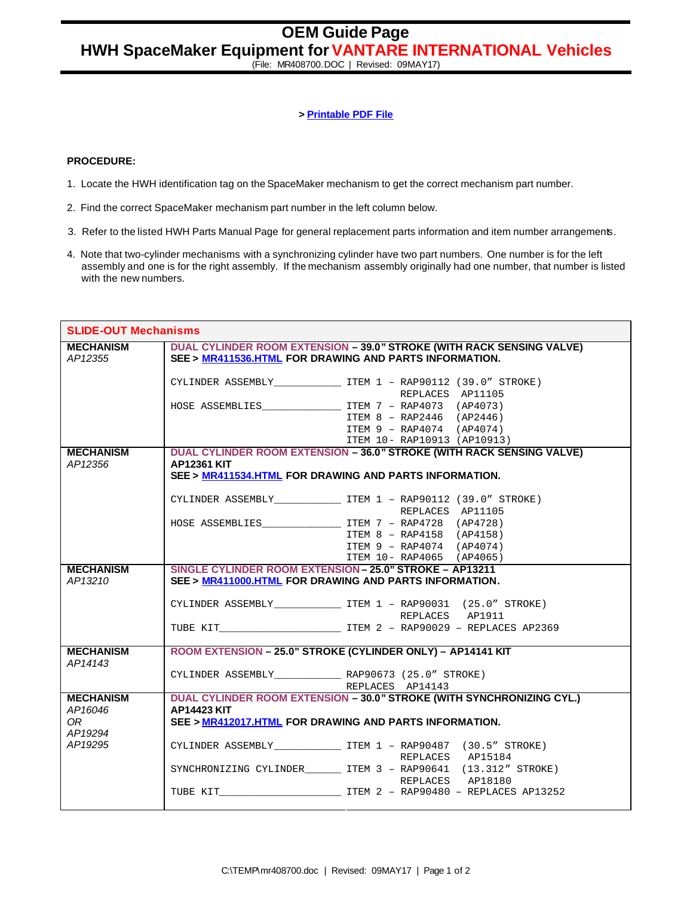# OEM Guide Page

## HWH SpaceMaker Equipment for VANTARE INTERNATIONAL Vehicles

(File: MR408700.DOC | Revised: 09MAY17)

> Printable PDF File

**PROCEDURE:**

1. Locate the HWH identification tag on the SpaceMaker mechanism to get the correct mechanism part number.
2. Find the correct SpaceMaker mechanism part number in the left column below.
3. Refer to the listed HWH Parts Manual Page for general replacement parts information and item number arrangements.
4. Note that two-cylinder mechanisms with a synchronizing cylinder have two part numbers. One number is for the left assembly and one is for the right assembly. If the mechanism assembly originally had one number, that number is listed with the new numbers.

| SLIDE-OUT Mechanisms | |
|---|---|
| **MECHANISM** *AP12355* | **DUAL CYLINDER ROOM EXTENSION – 39.0" STROKE (WITH RACK SENSING VALVE)**<br>**SEE > MR411536.HTML FOR DRAWING AND PARTS INFORMATION.**<br><br>CYLINDER ASSEMBLY___________ ITEM 1 – RAP90112 (39.0" STROKE) REPLACES AP11105<br>HOSE ASSEMBLIES_____________ ITEM 7 – RAP4073 (AP4073)<br>ITEM 8 – RAP2446 (AP2446)<br>ITEM 9 – RAP4074 (AP4074)<br>ITEM 10- RAP10913 (AP10913) |
| **MECHANISM** *AP12356* | **DUAL CYLINDER ROOM EXTENSION – 36.0" STROKE (WITH RACK SENSING VALVE)**<br>**AP12361 KIT**<br>**SEE > MR411534.HTML FOR DRAWING AND PARTS INFORMATION.**<br><br>CYLINDER ASSEMBLY___________ ITEM 1 – RAP90112 (39.0" STROKE) REPLACES AP11105<br>HOSE ASSEMBLIES_____________ ITEM 7 – RAP4728 (AP4728)<br>ITEM 8 – RAP4158 (AP4158)<br>ITEM 9 – RAP4074 (AP4074)<br>ITEM 10- RAP4065 (AP4065) |
| **MECHANISM** *AP13210* | **SINGLE CYLINDER ROOM EXTENSION – 25.0" STROKE – AP13211**<br>**SEE > MR411000.HTML FOR DRAWING AND PARTS INFORMATION.**<br><br>CYLINDER ASSEMBLY___________ ITEM 1 – RAP90031 (25.0" STROKE) REPLACES AP1911<br>TUBE KIT____________________ ITEM 2 – RAP90029 – REPLACES AP2369 |
| **MECHANISM** *AP14143* | **ROOM EXTENSION – 25.0" STROKE (CYLINDER ONLY) – AP14141 KIT**<br><br>CYLINDER ASSEMBLY___________ RAP90673 (25.0" STROKE) REPLACES AP14143 |
| **MECHANISM** *AP16046* *OR* *AP19294* *AP19295* | **DUAL CYLINDER ROOM EXTENSION – 30.0" STROKE (WITH SYNCHRONIZING CYL.)**<br>**AP14423 KIT**<br>**SEE > MR412017.HTML FOR DRAWING AND PARTS INFORMATION.**<br><br>CYLINDER ASSEMBLY___________ ITEM 1 – RAP90487 (30.5" STROKE) REPLACES AP15184<br>SYNCHRONIZING CYLINDER______ ITEM 3 – RAP90641 (13.312" STROKE) REPLACES AP18180<br>TUBE KIT____________________ ITEM 2 – RAP90480 – REPLACES AP13252 |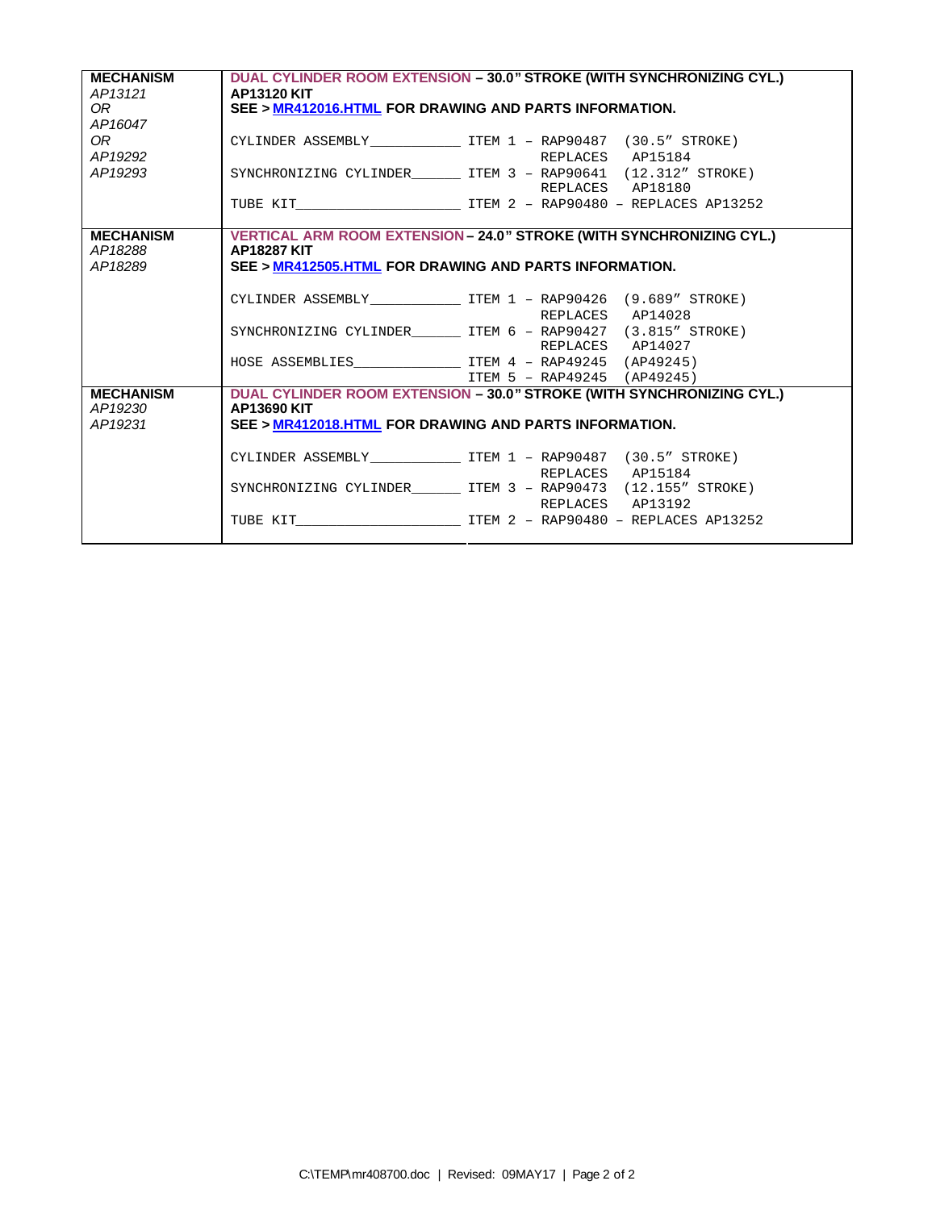| | |
|---|---|
| **MECHANISM**<br>*AP13121*<br>*OR*<br>*AP16047*<br>*OR*<br>*AP19292*<br>*AP19293* | **DUAL CYLINDER ROOM EXTENSION – 30.0" STROKE (WITH SYNCHRONIZING CYL.)**<br>**AP13120 KIT**<br>**SEE > MR412016.HTML FOR DRAWING AND PARTS INFORMATION.**<br><br>CYLINDER ASSEMBLY____________ ITEM 1 – RAP90487 (30.5" STROKE) REPLACES AP15184<br>SYNCHRONIZING CYLINDER______ ITEM 3 – RAP90641 (12.312" STROKE) REPLACES AP18180<br>TUBE KIT_____________________ ITEM 2 – RAP90480 – REPLACES AP13252 |
| **MECHANISM**<br>*AP18288*<br>*AP18289* | **VERTICAL ARM ROOM EXTENSION – 24.0" STROKE (WITH SYNCHRONIZING CYL.)**<br>**AP18287 KIT**<br>**SEE > MR412505.HTML FOR DRAWING AND PARTS INFORMATION.**<br><br>CYLINDER ASSEMBLY____________ ITEM 1 – RAP90426 (9.689" STROKE) REPLACES AP14028<br>SYNCHRONIZING CYLINDER______ ITEM 6 – RAP90427 (3.815" STROKE) REPLACES AP14027<br>HOSE ASSEMBLIES______________ ITEM 4 – RAP49245 (AP49245)<br>ITEM 5 – RAP49245 (AP49245) |
| **MECHANISM**<br>*AP19230*<br>*AP19231* | **DUAL CYLINDER ROOM EXTENSION – 30.0" STROKE (WITH SYNCHRONIZING CYL.)**<br>**AP13690 KIT**<br>**SEE > MR412018.HTML FOR DRAWING AND PARTS INFORMATION.**<br><br>CYLINDER ASSEMBLY____________ ITEM 1 – RAP90487 (30.5" STROKE) REPLACES AP15184<br>SYNCHRONIZING CYLINDER______ ITEM 3 – RAP90473 (12.155" STROKE) REPLACES AP13192<br>TUBE KIT_____________________ ITEM 2 – RAP90480 – REPLACES AP13252 |